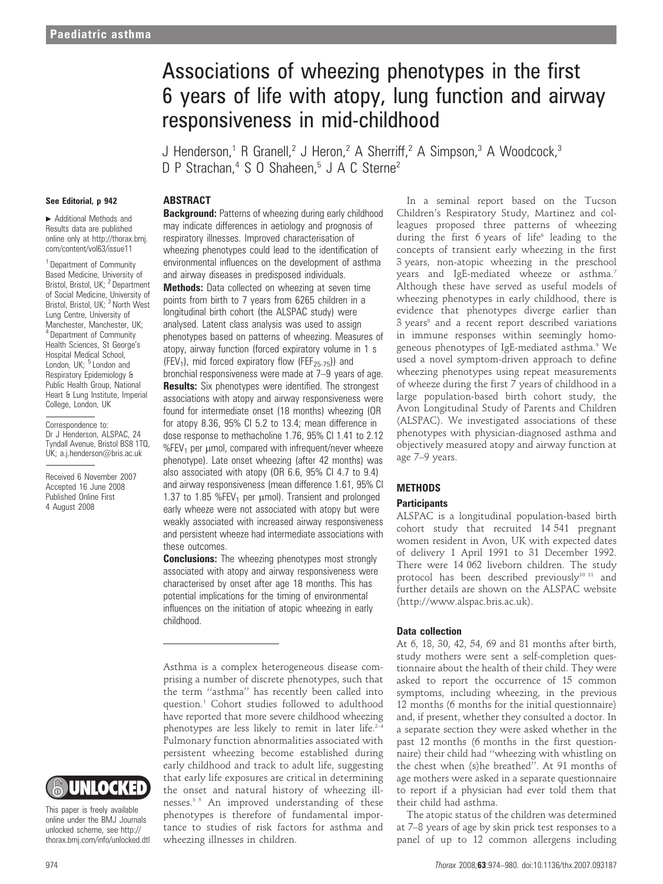Paediatric asthma

# Associations of wheezing phenotypes in the first 6 years of life with atopy, lung function and airway responsiveness in mid-childhood

J Henderson,[1] R Granell,[2] J Heron,[2] A Sherriff,[2] A Simpson,[3] A Woodcock,[3] D P Strachan,[4] S O Shaheen,[5] J A C Sterne[2]

**See Editorial, p 942**

► Additional Methods and Results data are published online only at http://thorax.bmj.com/content/vol63/issue11

[1] Department of Community Based Medicine, University of Bristol, Bristol, UK; [2] Department of Social Medicine, University of Bristol, Bristol, UK; [3] North West Lung Centre, University of Manchester, Manchester, UK; [4] Department of Community Health Sciences, St George's Hospital Medical School, London, UK; [5] London and Respiratory Epidemiology & Public Health Group, National Heart & Lung Institute, Imperial College, London, UK

Correspondence to: Dr J Henderson, ALSPAC, 24 Tyndall Avenue, Bristol BS8 1TQ, UK; a.j.henderson@bris.ac.uk

Received 6 November 2007
Accepted 16 June 2008
Published Online First 4 August 2008

This paper is freely available online under the BMJ Journals unlocked scheme, see http://thorax.bmj.com/info/unlocked.dtl

## ABSTRACT

**Background:** Patterns of wheezing during early childhood may indicate differences in aetiology and prognosis of respiratory illnesses. Improved characterisation of wheezing phenotypes could lead to the identification of environmental influences on the development of asthma and airway diseases in predisposed individuals.

**Methods:** Data collected on wheezing at seven time points from birth to 7 years from 6265 children in a longitudinal birth cohort (the ALSPAC study) were analysed. Latent class analysis was used to assign phenotypes based on patterns of wheezing. Measures of atopy, airway function (forced expiratory volume in 1 s ($FEV_1$), mid forced expiratory flow ($FEF_{25-75}$)) and bronchial responsiveness were made at 7–9 years of age.

**Results:** Six phenotypes were identified. The strongest associations with atopy and airway responsiveness were found for intermediate onset (18 months) wheezing (OR for atopy 8.36, 95% CI 5.2 to 13.4; mean difference in dose response to methacholine 1.76, 95% CI 1.41 to 2.12 %$FEV_1$ per μmol, compared with infrequent/never wheeze phenotype). Late onset wheezing (after 42 months) was also associated with atopy (OR 6.6, 95% CI 4.7 to 9.4) and airway responsiveness (mean difference 1.61, 95% CI 1.37 to 1.85 %$FEV_1$ per μmol). Transient and prolonged early wheeze were not associated with atopy but were weakly associated with increased airway responsiveness and persistent wheeze had intermediate associations with these outcomes.

**Conclusions:** The wheezing phenotypes most strongly associated with atopy and airway responsiveness were characterised by onset after age 18 months. This has potential implications for the timing of environmental influences on the initiation of atopic wheezing in early childhood.

Asthma is a complex heterogeneous disease comprising a number of discrete phenotypes, such that the term "asthma" has recently been called into question.[1] Cohort studies followed to adulthood have reported that more severe childhood wheezing phenotypes are less likely to remit in later life.[2–4] Pulmonary function abnormalities associated with persistent wheezing become established during early childhood and track to adult life, suggesting that early life exposures are critical in determining the onset and natural history of wheezing illnesses.[3,5] An improved understanding of these phenotypes is therefore of fundamental importance to studies of risk factors for asthma and wheezing illnesses in children.

In a seminal report based on the Tucson Children's Respiratory Study, Martinez and colleagues proposed three patterns of wheezing during the first 6 years of life[6] leading to the concepts of transient early wheezing in the first 3 years, non-atopic wheezing in the preschool years and IgE-mediated wheeze or asthma.[7] Although these have served as useful models of wheezing phenotypes in early childhood, there is evidence that phenotypes diverge earlier than 3 years[8] and a recent report described variations in immune responses within seemingly homogeneous phenotypes of IgE-mediated asthma.[9] We used a novel symptom-driven approach to define wheezing phenotypes using repeat measurements of wheeze during the first 7 years of childhood in a large population-based birth cohort study, the Avon Longitudinal Study of Parents and Children (ALSPAC). We investigated associations of these phenotypes with physician-diagnosed asthma and objectively measured atopy and airway function at age 7–9 years.

## METHODS

### Participants

ALSPAC is a longitudinal population-based birth cohort study that recruited 14 541 pregnant women resident in Avon, UK with expected dates of delivery 1 April 1991 to 31 December 1992. There were 14 062 liveborn children. The study protocol has been described previously[10,11] and further details are shown on the ALSPAC website (http://www.alspac.bris.ac.uk).

### Data collection

At 6, 18, 30, 42, 54, 69 and 81 months after birth, study mothers were sent a self-completion questionnaire about the health of their child. They were asked to report the occurrence of 15 common symptoms, including wheezing, in the previous 12 months (6 months for the initial questionnaire) and, if present, whether they consulted a doctor. In a separate section they were asked whether in the past 12 months (6 months in the first questionnaire) their child had "wheezing with whistling on the chest when (s)he breathed". At 91 months of age mothers were asked in a separate questionnaire to report if a physician had ever told them that their child had asthma.

The atopic status of the children was determined at 7–8 years of age by skin prick test responses to a panel of up to 12 common allergens including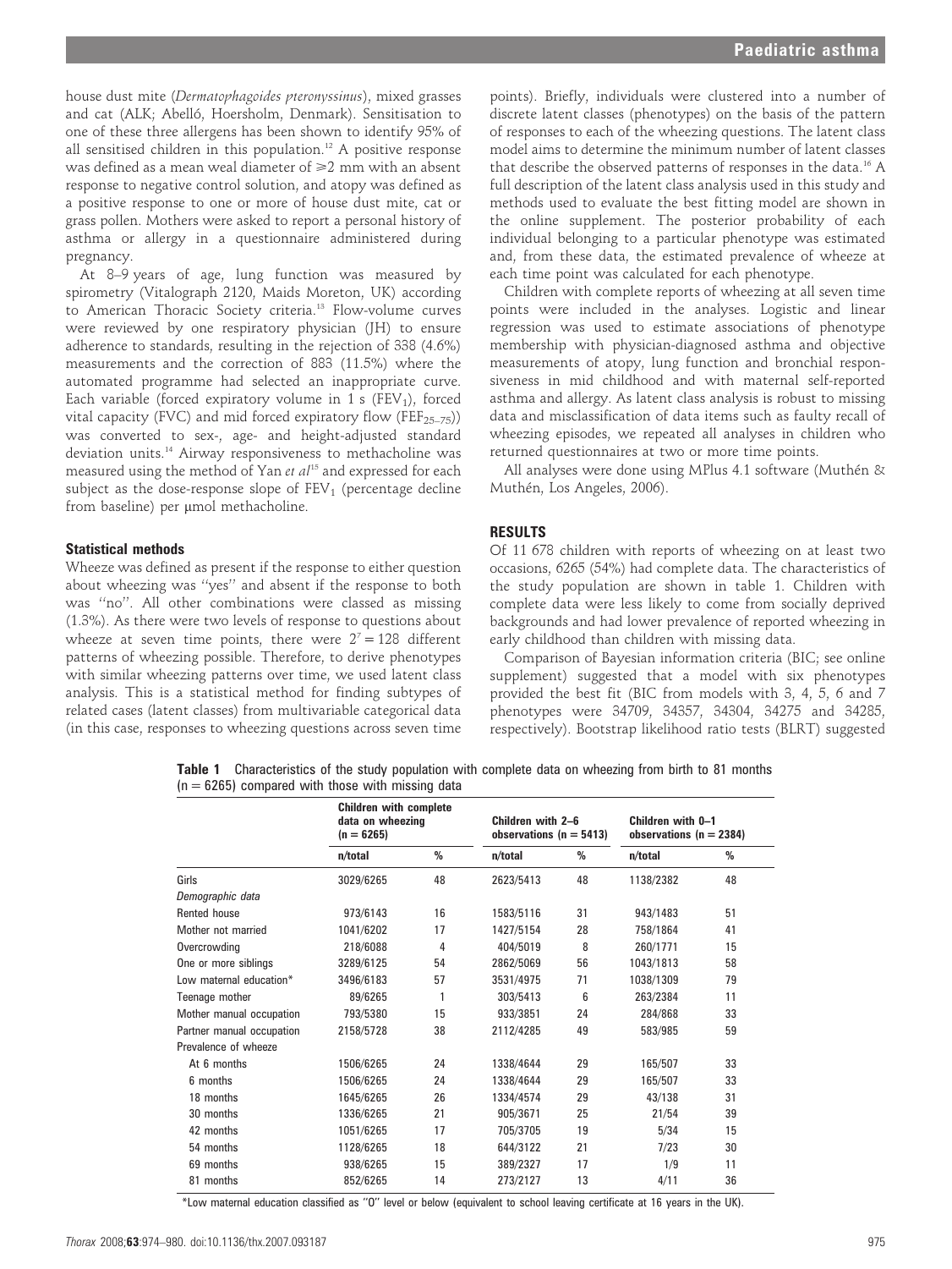house dust mite (*Dermatophagoides pteronyssinus*), mixed grasses and cat (ALK; Abelló, Hoersholm, Denmark). Sensitisation to one of these three allergens has been shown to identify 95% of all sensitised children in this population.[12] A positive response was defined as a mean weal diameter of ≥2 mm with an absent response to negative control solution, and atopy was defined as a positive response to one or more of house dust mite, cat or grass pollen. Mothers were asked to report a personal history of asthma or allergy in a questionnaire administered during pregnancy.

At 8–9 years of age, lung function was measured by spirometry (Vitalograph 2120, Maids Moreton, UK) according to American Thoracic Society criteria.[13] Flow-volume curves were reviewed by one respiratory physician (JH) to ensure adherence to standards, resulting in the rejection of 338 (4.6%) measurements and the correction of 883 (11.5%) where the automated programme had selected an inappropriate curve. Each variable (forced expiratory volume in 1 s ($FEV_1$), forced vital capacity (FVC) and mid forced expiratory flow ($FEF_{25-75}$)) was converted to sex-, age- and height-adjusted standard deviation units.[14] Airway responsiveness to methacholine was measured using the method of Yan *et al*[15] and expressed for each subject as the dose-response slope of $FEV_1$ (percentage decline from baseline) per μmol methacholine.

### Statistical methods

Wheeze was defined as present if the response to either question about wheezing was "yes" and absent if the response to both was "no". All other combinations were classed as missing (1.3%). As there were two levels of response to questions about wheeze at seven time points, there were $2^7 = 128$ different patterns of wheezing possible. Therefore, to derive phenotypes with similar wheezing patterns over time, we used latent class analysis. This is a statistical method for finding subtypes of related cases (latent classes) from multivariable categorical data (in this case, responses to wheezing questions across seven time points). Briefly, individuals were clustered into a number of discrete latent classes (phenotypes) on the basis of the pattern of responses to each of the wheezing questions. The latent class model aims to determine the minimum number of latent classes that describe the observed patterns of responses in the data.[16] A full description of the latent class analysis used in this study and methods used to evaluate the best fitting model are shown in the online supplement. The posterior probability of each individual belonging to a particular phenotype was estimated and, from these data, the estimated prevalence of wheeze at each time point was calculated for each phenotype.

Children with complete reports of wheezing at all seven time points were included in the analyses. Logistic and linear regression was used to estimate associations of phenotype membership with physician-diagnosed asthma and objective measurements of atopy, lung function and bronchial responsiveness in mid childhood and with maternal self-reported asthma and allergy. As latent class analysis is robust to missing data and misclassification of data items such as faulty recall of wheezing episodes, we repeated all analyses in children who returned questionnaires at two or more time points.

All analyses were done using MPlus 4.1 software (Muthén & Muthén, Los Angeles, 2006).

## RESULTS

Of 11 678 children with reports of wheezing on at least two occasions, 6265 (54%) had complete data. The characteristics of the study population are shown in table 1. Children with complete data were less likely to come from socially deprived backgrounds and had lower prevalence of reported wheezing in early childhood than children with missing data.

Comparison of Bayesian information criteria (BIC; see online supplement) suggested that a model with six phenotypes provided the best fit (BIC from models with 3, 4, 5, 6 and 7 phenotypes were 34709, 34357, 34304, 34275 and 34285, respectively). Bootstrap likelihood ratio tests (BLRT) suggested

**Table 1** Characteristics of the study population with complete data on wheezing from birth to 81 months (n = 6265) compared with those with missing data

| | Children with complete data on wheezing (n = 6265) | | Children with 2–6 observations (n = 5413) | | Children with 0–1 observations (n = 2384) | |
|---|---|---|---|---|---|---|
| | n/total | % | n/total | % | n/total | % |
| Girls | 3029/6265 | 48 | 2623/5413 | 48 | 1138/2382 | 48 |
| *Demographic data* | | | | | | |
| Rented house | 973/6143 | 16 | 1583/5116 | 31 | 943/1483 | 51 |
| Mother not married | 1041/6202 | 17 | 1427/5154 | 28 | 758/1864 | 41 |
| Overcrowding | 218/6088 | 4 | 404/5019 | 8 | 260/1771 | 15 |
| One or more siblings | 3289/6125 | 54 | 2862/5069 | 56 | 1043/1813 | 58 |
| Low maternal education* | 3496/6183 | 57 | 3531/4975 | 71 | 1038/1309 | 79 |
| Teenage mother | 89/6265 | 1 | 303/5413 | 6 | 263/2384 | 11 |
| Mother manual occupation | 793/5380 | 15 | 933/3851 | 24 | 284/868 | 33 |
| Partner manual occupation | 2158/5728 | 38 | 2112/4285 | 49 | 583/985 | 59 |
| Prevalence of wheeze | | | | | | |
| At 6 months | 1506/6265 | 24 | 1338/4644 | 29 | 165/507 | 33 |
| 6 months | 1506/6265 | 24 | 1338/4644 | 29 | 165/507 | 33 |
| 18 months | 1645/6265 | 26 | 1334/4574 | 29 | 43/138 | 31 |
| 30 months | 1336/6265 | 21 | 905/3671 | 25 | 21/54 | 39 |
| 42 months | 1051/6265 | 17 | 705/3705 | 19 | 5/34 | 15 |
| 54 months | 1128/6265 | 18 | 644/3122 | 21 | 7/23 | 30 |
| 69 months | 938/6265 | 15 | 389/2327 | 17 | 1/9 | 11 |
| 81 months | 852/6265 | 14 | 273/2127 | 13 | 4/11 | 36 |

*Low maternal education classified as "O" level or below (equivalent to school leaving certificate at 16 years in the UK).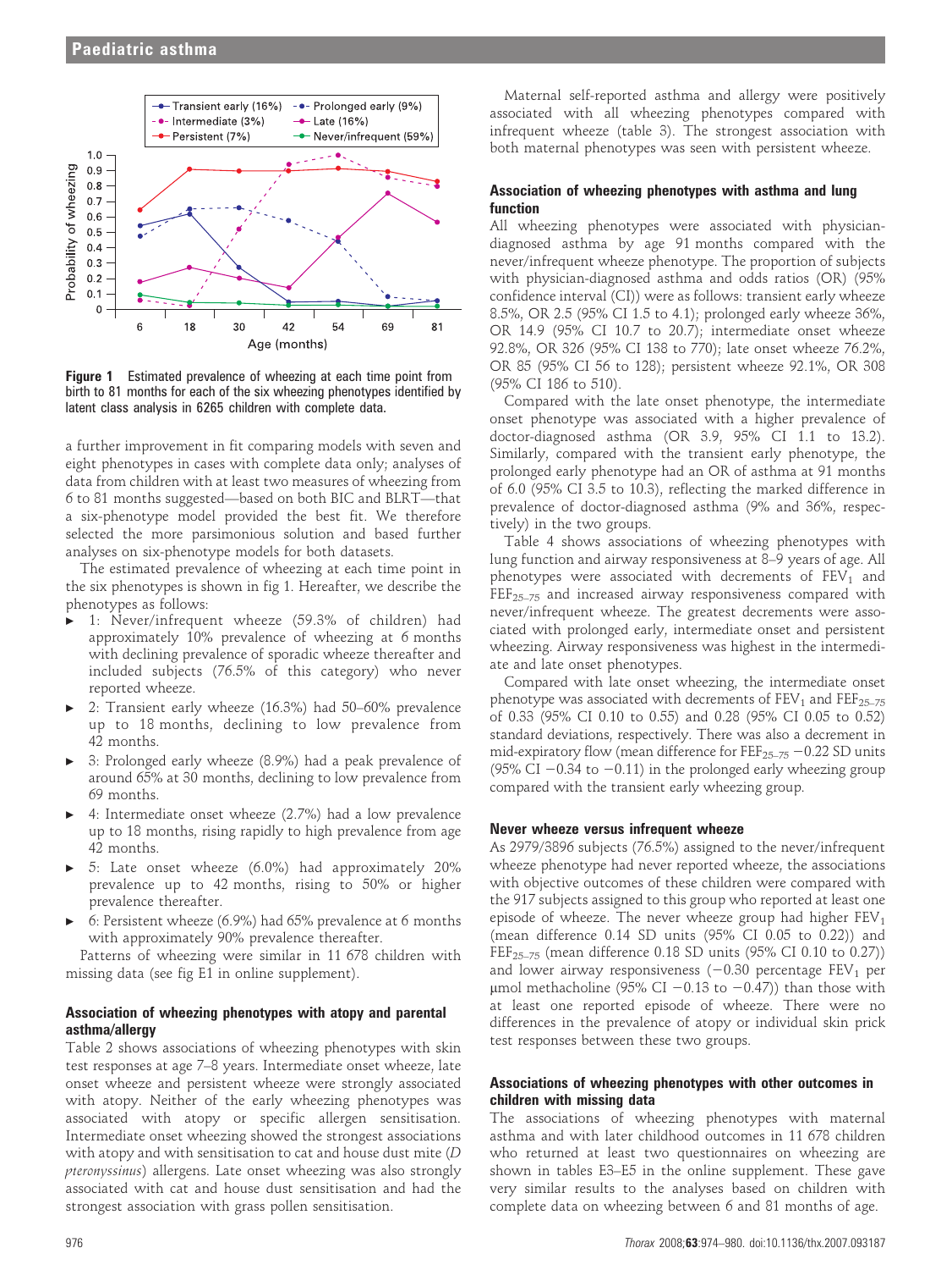Transient early (16%)
Prolonged early (9%)
Intermediate (3%)
Late (16%)
Persistent (7%)
Never/infrequent (59%)

Probability of wheezing

1.0
0.9
0.8
0.7
0.6
0.5
0.4
0.3
0.2
0.1
0

6
18
30
42
54
69
81

Age (months)

**Figure 1** Estimated prevalence of wheezing at each time point from birth to 81 months for each of the six wheezing phenotypes identified by latent class analysis in 6265 children with complete data.

a further improvement in fit comparing models with seven and eight phenotypes in cases with complete data only; analyses of data from children with at least two measures of wheezing from 6 to 81 months suggested—based on both BIC and BLRT—that a six-phenotype model provided the best fit. We therefore selected the more parsimonious solution and based further analyses on six-phenotype models for both datasets.

The estimated prevalence of wheezing at each time point in the six phenotypes is shown in fig 1. Hereafter, we describe the phenotypes as follows:

- 1: Never/infrequent wheeze (59.3% of children) had approximately 10% prevalence of wheezing at 6 months with declining prevalence of sporadic wheeze thereafter and included subjects (76.5% of this category) who never reported wheeze.
- 2: Transient early wheeze (16.3%) had 50–60% prevalence up to 18 months, declining to low prevalence from 42 months.
- 3: Prolonged early wheeze (8.9%) had a peak prevalence of around 65% at 30 months, declining to low prevalence from 69 months.
- 4: Intermediate onset wheeze (2.7%) had a low prevalence up to 18 months, rising rapidly to high prevalence from age 42 months.
- 5: Late onset wheeze (6.0%) had approximately 20% prevalence up to 42 months, rising to 50% or higher prevalence thereafter.
- 6: Persistent wheeze (6.9%) had 65% prevalence at 6 months with approximately 90% prevalence thereafter.

Patterns of wheezing were similar in 11 678 children with missing data (see fig E1 in online supplement).

### Association of wheezing phenotypes with atopy and parental asthma/allergy

Table 2 shows associations of wheezing phenotypes with skin test responses at age 7–8 years. Intermediate onset wheeze, late onset wheeze and persistent wheeze were strongly associated with atopy. Neither of the early wheezing phenotypes was associated with atopy or specific allergen sensitisation. Intermediate onset wheezing showed the strongest associations with atopy and with sensitisation to cat and house dust mite (*D pteronyssinus*) allergens. Late onset wheezing was also strongly associated with cat and house dust sensitisation and had the strongest association with grass pollen sensitisation.

Maternal self-reported asthma and allergy were positively associated with all wheezing phenotypes compared with infrequent wheeze (table 3). The strongest association with both maternal phenotypes was seen with persistent wheeze.

### Association of wheezing phenotypes with asthma and lung function

All wheezing phenotypes were associated with physician-diagnosed asthma by age 91 months compared with the never/infrequent wheeze phenotype. The proportion of subjects with physician-diagnosed asthma and odds ratios (OR) (95% confidence interval (CI)) were as follows: transient early wheeze 8.5%, OR 2.5 (95% CI 1.5 to 4.1); prolonged early wheeze 36%, OR 14.9 (95% CI 10.7 to 20.7); intermediate onset wheeze 92.8%, OR 326 (95% CI 138 to 770); late onset wheeze 76.2%, OR 85 (95% CI 56 to 128); persistent wheeze 92.1%, OR 308 (95% CI 186 to 510).

Compared with the late onset phenotype, the intermediate onset phenotype was associated with a higher prevalence of doctor-diagnosed asthma (OR 3.9, 95% CI 1.1 to 13.2). Similarly, compared with the transient early phenotype, the prolonged early phenotype had an OR of asthma at 91 months of 6.0 (95% CI 3.5 to 10.3), reflecting the marked difference in prevalence of doctor-diagnosed asthma (9% and 36%, respectively) in the two groups.

Table 4 shows associations of wheezing phenotypes with lung function and airway responsiveness at 8–9 years of age. All phenotypes were associated with decrements of $FEV_1$ and $FEF_{25–75}$ and increased airway responsiveness compared with never/infrequent wheeze. The greatest decrements were associated with prolonged early, intermediate onset and persistent wheezing. Airway responsiveness was highest in the intermediate and late onset phenotypes.

Compared with late onset wheezing, the intermediate onset phenotype was associated with decrements of $FEV_1$ and $FEF_{25–75}$ of 0.33 (95% CI 0.10 to 0.55) and 0.28 (95% CI 0.05 to 0.52) standard deviations, respectively. There was also a decrement in mid-expiratory flow (mean difference for $FEF_{25–75}$ −0.22 SD units (95% CI −0.34 to −0.11) in the prolonged early wheezing group compared with the transient early wheezing group.

### Never wheeze versus infrequent wheeze

As 2979/3896 subjects (76.5%) assigned to the never/infrequent wheeze phenotype had never reported wheeze, the associations with objective outcomes of these children were compared with the 917 subjects assigned to this group who reported at least one episode of wheeze. The never wheeze group had higher $FEV_1$ (mean difference 0.14 SD units (95% CI 0.05 to 0.22)) and $FEF_{25–75}$ (mean difference 0.18 SD units (95% CI 0.10 to 0.27)) and lower airway responsiveness (−0.30 percentage $FEV_1$ per μmol methacholine (95% CI −0.13 to −0.47)) than those with at least one reported episode of wheeze. There were no differences in the prevalence of atopy or individual skin prick test responses between these two groups.

### Associations of wheezing phenotypes with other outcomes in children with missing data

The associations of wheezing phenotypes with maternal asthma and with later childhood outcomes in 11 678 children who returned at least two questionnaires on wheezing are shown in tables E3–E5 in the online supplement. These gave very similar results to the analyses based on children with complete data on wheezing between 6 and 81 months of age.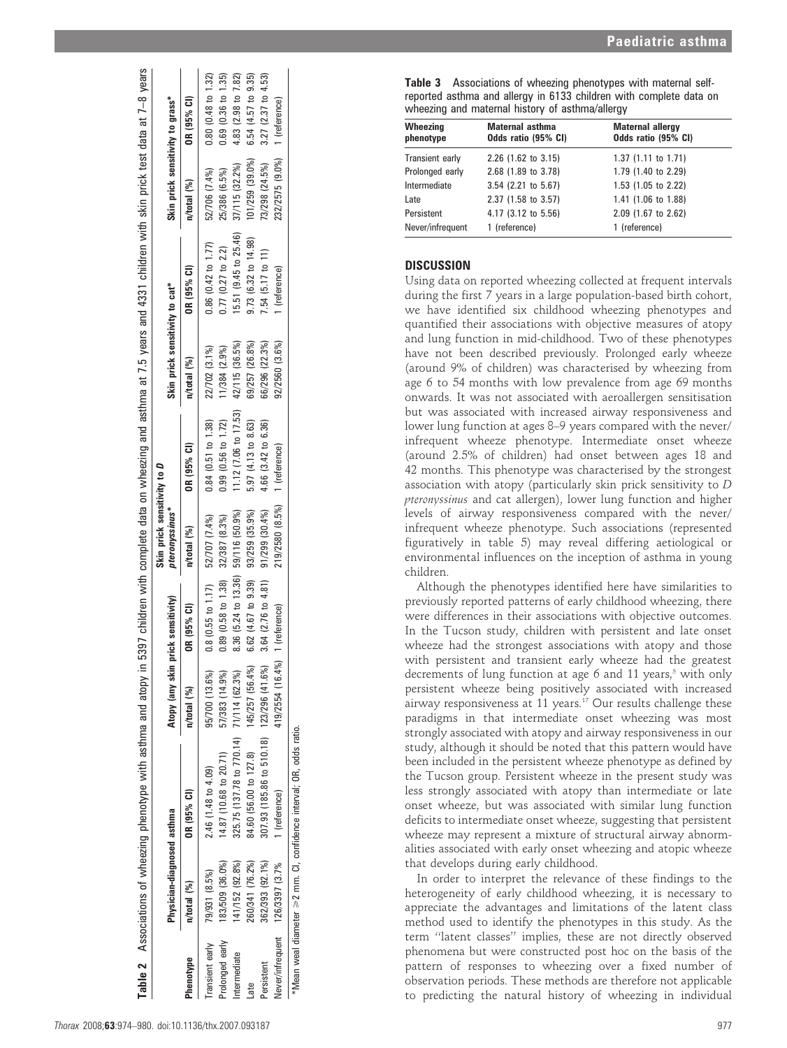**Table 2** Associations of wheezing phenotype with asthma and atopy in 5397 children with complete data on wheezing and asthma at 7.5 years and 4331 children with skin prick test data at 7–8 years

| Phenotype | Physician-diagnosed asthma | | Atopy (any skin prick sensitivity) | | Skin prick sensitivity to *D pteronyssinus** | | Skin prick sensitivity to cat* | | Skin prick sensitivity to grass* | |
|---|---|---|---|---|---|---|---|---|---|---|
| | n/total (%) | OR (95% CI) | n/total (%) | OR (95% CI) | n/total (%) | OR (95% CI) | n/total (%) | OR (95% CI) | n/total (%) | OR (95% CI) |
| Transient early | 79/931 (8.5%) | 2.46 (1.48 to 4.09) | 95/700 (13.6%) | 0.8 (0.55 to 1.17) | 52/707 (7.4%) | 0.84 (0.51 to 1.38) | 22/702 (3.1%) | 0.86 (0.42 to 1.77) | 52/706 (7.4%) | 0.80 (0.48 to 1.32) |
| Prolonged early | 183/509 (36.0%) | 14.87 (10.68 to 20.71) | 57/383 (14.9%) | 0.89 (0.58 to 1.38) | 32/387 (8.3%) | 0.99 (0.56 to 1.72) | 11/384 (2.9%) | 0.77 (0.27 to 2.2) | 25/386 (6.5%) | 0.69 (0.36 to 1.35) |
| Intermediate | 141/152 (92.8%) | 325.75 (137.78 to 770.14) | 71/114 (62.3%) | 8.36 (5.24 to 13.36) | 59/116 (50.9%) | 11.12 (7.06 to 17.53) | 42/115 (36.5%) | 15.51 (9.45 to 25.46) | 37/115 (32.2%) | 4.83 (2.98 to 7.82) |
| Late | 260/341 (76.2%) | 84.60 (56.00 to 127.8) | 145/257 (56.4%) | 6.62 (4.67 to 9.39) | 93/259 (35.9%) | 5.97 (4.13 to 8.63) | 69/257 (26.8%) | 9.73 (6.32 to 14.98) | 101/259 (39.0%) | 6.54 (4.57 to 9.35) |
| Persistent | 362/393 (92.1%) | 307.93 (185.86 to 510.18) | 123/296 (41.6%) | 3.64 (2.76 to 4.81) | 91/299 (30.4%) | 4.66 (3.42 to 6.36) | 66/296 (22.3%) | 7.54 (5.17 to 11) | 73/298 (24.5%) | 3.27 (2.37 to 4.53) |
| Never/infrequent | 126/3397 (3.7% | 1 (reference) | 419/2554 (16.4%) | 1 (reference) | 219/2580 (8.5%) | 1 (reference) | 92/2560 (3.6%) | 1 (reference) | 232/2575 (9.0%) | 1 (reference) |

*Mean weal diameter ≥2 mm. CI, confidence interval; OR, odds ratio.

**Table 3** Associations of wheezing phenotypes with maternal self-reported asthma and allergy in 6133 children with complete data on wheezing and maternal history of asthma/allergy

| Wheezing phenotype | Maternal asthma Odds ratio (95% CI) | Maternal allergy Odds ratio (95% CI) |
|---|---|---|
| Transient early | 2.26 (1.62 to 3.15) | 1.37 (1.11 to 1.71) |
| Prolonged early | 2.68 (1.89 to 3.78) | 1.79 (1.40 to 2.29) |
| Intermediate | 3.54 (2.21 to 5.67) | 1.53 (1.05 to 2.22) |
| Late | 2.37 (1.58 to 3.57) | 1.41 (1.06 to 1.88) |
| Persistent | 4.17 (3.12 to 5.56) | 2.09 (1.67 to 2.62) |
| Never/infrequent | 1 (reference) | 1 (reference) |

## DISCUSSION

Using data on reported wheezing collected at frequent intervals during the first 7 years in a large population-based birth cohort, we have identified six childhood wheezing phenotypes and quantified their associations with objective measures of atopy and lung function in mid-childhood. Two of these phenotypes have not been described previously. Prolonged early wheeze (around 9% of children) was characterised by wheezing from age 6 to 54 months with low prevalence from age 69 months onwards. It was not associated with aeroallergen sensitisation but was associated with increased airway responsiveness and lower lung function at ages 8–9 years compared with the never/infrequent wheeze phenotype. Intermediate onset wheeze (around 2.5% of children) had onset between ages 18 and 42 months. This phenotype was characterised by the strongest association with atopy (particularly skin prick sensitivity to *D pteronyssinus* and cat allergen), lower lung function and higher levels of airway responsiveness compared with the never/infrequent wheeze phenotype. Such associations (represented figuratively in table 5) may reveal differing aetiological or environmental influences on the inception of asthma in young children.

Although the phenotypes identified here have similarities to previously reported patterns of early childhood wheezing, there were differences in their associations with objective outcomes. In the Tucson study, children with persistent and late onset wheeze had the strongest associations with atopy and those with persistent and transient early wheeze had the greatest decrements of lung function at age 6 and 11 years,[5] with only persistent wheeze being positively associated with increased airway responsiveness at 11 years.[17] Our results challenge these paradigms in that intermediate onset wheezing was most strongly associated with atopy and airway responsiveness in our study, although it should be noted that this pattern would have been included in the persistent wheeze phenotype as defined by the Tucson group. Persistent wheeze in the present study was less strongly associated with atopy than intermediate or late onset wheeze, but was associated with similar lung function deficits to intermediate onset wheeze, suggesting that persistent wheeze may represent a mixture of structural airway abnormalities associated with early onset wheezing and atopic wheeze that develops during early childhood.

In order to interpret the relevance of these findings to the heterogeneity of early childhood wheezing, it is necessary to appreciate the advantages and limitations of the latent class method used to identify the phenotypes in this study. As the term "latent classes" implies, these are not directly observed phenomena but were constructed post hoc on the basis of the pattern of responses to wheezing over a fixed number of observation periods. These methods are therefore not applicable to predicting the natural history of wheezing in individual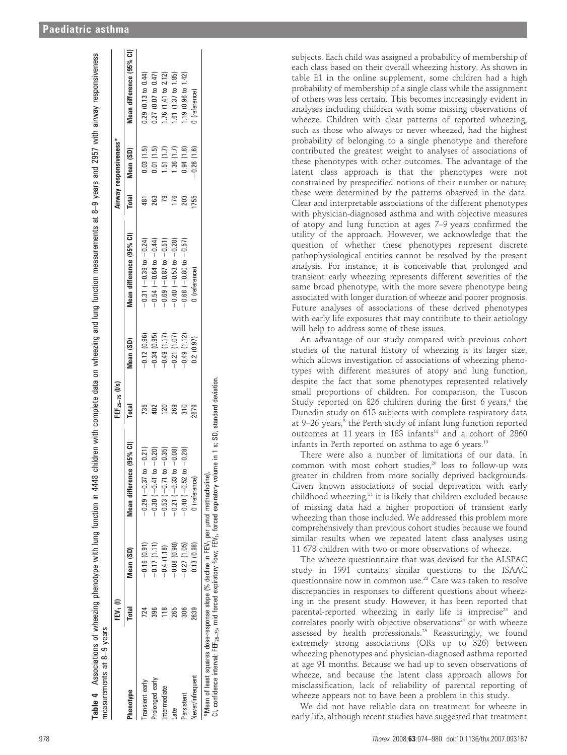**Table 4** Associations of wheezing phenotype with lung function in 4448 children with complete data on wheezing and lung function measurements at 8–9 years and 2957 with airway responsiveness measurements at 8–9 years

| Phenotype | $FEV_1$ (l) | | | $FEF_{25-75}$ (l/s) | | | Airway responsiveness* | | |
|---|---|---|---|---|---|---|---|---|---|
| | Total | Mean (SD) | Mean difference (95% CI) | Total | Mean (SD) | Mean difference (95% CI) | Total | Mean (SD) | Mean difference (95% CI) |
| Transient early | 724 | −0.16 (0.91) | −0.29 (−0.37 to −0.21) | 735 | −0.12 (0.96) | −0.31 (−0.39 to −0.24) | 481 | 0.03 (1.5) | 0.29 (0.13 to 0.44) |
| Prolonged early | 396 | −0.17 (1.11) | −0.30 (−0.41 to −0.20) | 402 | −0.34 (0.95) | −0.54 (−0.64 to −0.44) | 263 | 0.01 (1.5) | 0.27 (0.07 to 0.47) |
| Intermediate | 118 | −0.4 (1.18) | −0.53 (−0.71 to −0.35) | 120 | −0.49 (1.17) | −0.69 (−0.87 to −0.51) | 79 | 1.51 (1.7) | 1.76 (1.41 to 2.12) |
| Late | 265 | −0.08 (0.98) | −0.21 (−0.33 to −0.08) | 269 | −0.21 (1.07) | −0.40 (−0.53 to −0.28) | 176 | 1.36 (1.7) | 1.61 (1.37 to 1.85) |
| Persistent | 306 | −0.27 (1.05) | −0.40 (−0.52 to −0.28) | 310 | −0.49 (1.12) | −0.68 (−0.80 to −0.57) | 203 | 0.94 (1.8) | 1.19 (0.96 to 1.42) |
| Never/infrequent | 2639 | 0.13 (0.98) | 0 (reference) | 2679 | 0.2 (0.97) | 0 (reference) | 1755 | −0.26 (1.6) | 0 (reference) |

*Mean of least squares dose-response slope (% decline in $FEV_1$ per μmol methacholine).
CI, confidence interval; $FEF_{25-75}$, mid forced expiratory flow; $FEV_1$, forced expiratory volume in 1 s; SD, standard deviation.

subjects. Each child was assigned a probability of membership of each class based on their overall wheezing history. As shown in table E1 in the online supplement, some children had a high probability of membership of a single class while the assignment of others was less certain. This becomes increasingly evident in analyses including children with some missing observations of wheeze. Children with clear patterns of reported wheezing, such as those who always or never wheezed, had the highest probability of belonging to a single phenotype and therefore contributed the greatest weight to analyses of associations of these phenotypes with other outcomes. The advantage of the latent class approach is that the phenotypes were not constrained by prespecified notions of their number or nature; these were determined by the patterns observed in the data. Clear and interpretable associations of the different phenotypes with physician-diagnosed asthma and with objective measures of atopy and lung function at ages 7–9 years confirmed the utility of the approach. However, we acknowledge that the question of whether these phenotypes represent discrete pathophysiological entities cannot be resolved by the present analysis. For instance, it is conceivable that prolonged and transient early wheezing represents different severities of the same broad phenotype, with the more severe phenotype being associated with longer duration of wheeze and poorer prognosis. Future analyses of associations of these derived phenotypes with early life exposures that may contribute to their aetiology will help to address some of these issues.

An advantage of our study compared with previous cohort studies of the natural history of wheezing is its larger size, which allows investigation of associations of wheezing phenotypes with different measures of atopy and lung function, despite the fact that some phenotypes represented relatively small proportions of children. For comparison, the Tuscon Study reported on 826 children during the first 6 years,[6] the Dunedin study on 613 subjects with complete respiratory data at 9–26 years,[5] the Perth study of infant lung function reported outcomes at 11 years in 183 infants[18] and a cohort of 2860 infants in Perth reported on asthma to age 6 years.[19]

There were also a number of limitations of our data. In common with most cohort studies,[20] loss to follow-up was greater in children from more socially deprived backgrounds. Given known associations of social deprivation with early childhood wheezing,[21] it is likely that children excluded because of missing data had a higher proportion of transient early wheezing than those included. We addressed this problem more comprehensively than previous cohort studies because we found similar results when we repeated latent class analyses using 11 678 children with two or more observations of wheeze.

The wheeze questionnaire that was devised for the ALSPAC study in 1991 contains similar questions to the ISAAC questionnaire now in common use.[22] Care was taken to resolve discrepancies in responses to different questions about wheezing in the present study. However, it has been reported that parental-reported wheezing in early life is imprecise[23] and correlates poorly with objective observations[24] or with wheeze assessed by health professionals.[25] Reassuringly, we found extremely strong associations (ORs up to 326) between wheezing phenotypes and physician-diagnosed asthma reported at age 91 months. Because we had up to seven observations of wheeze, and because the latent class approach allows for misclassification, lack of reliability of parental reporting of wheeze appears not to have been a problem in this study.

We did not have reliable data on treatment for wheeze in early life, although recent studies have suggested that treatment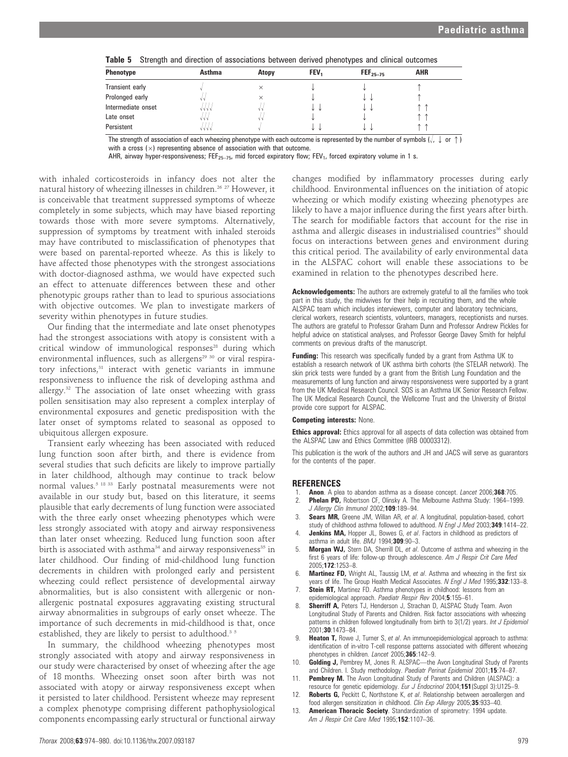**Table 5** Strength and direction of associations between derived phenotypes and clinical outcomes

| Phenotype | Asthma | Atopy | $FEV_1$ | $FEF_{25-75}$ | AHR |
|---|---|---|---|---|---|
| Transient early | √ | × | ↓ | ↓ | ↑ |
| Prolonged early | √√ | × | ↓ | ↓↓ | ↑ |
| Intermediate onset | √√√√ | √√ | ↓↓ | ↓↓ | ↑↑ |
| Late onset | √√√ | √√ | ↓ | ↓ | ↑↑ |
| Persistent | √√√√ | √ | ↓↓ | ↓↓ | ↑↑ |

The strength of association of each wheezing phenotype with each outcome is represented by the number of symbols (√, ↓ or ↑) with a cross (×) representing absence of association with that outcome.

AHR, airway hyper-responsiveness; $FEF_{25-75}$, mid forced expiratory flow; $FEV_1$, forced expiratory volume in 1 s.

with inhaled corticosteroids in infancy does not alter the natural history of wheezing illnesses in children.[26 27] However, it is conceivable that treatment suppressed symptoms of wheeze completely in some subjects, which may have biased reporting towards those with more severe symptoms. Alternatively, suppression of symptoms by treatment with inhaled steroids may have contributed to misclassification of phenotypes that were based on parental-reported wheeze. As this is likely to have affected those phenotypes with the strongest associations with doctor-diagnosed asthma, we would have expected such an effect to attenuate differences between these and other phenotypic groups rather than to lead to spurious associations with objective outcomes. We plan to investigate markers of severity within phenotypes in future studies.

Our finding that the intermediate and late onset phenotypes had the strongest associations with atopy is consistent with a critical window of immunological responses[28] during which environmental influences, such as allergens[29 30] or viral respiratory infections,[31] interact with genetic variants in immune responsiveness to influence the risk of developing asthma and allergy.[32] The association of late onset wheezing with grass pollen sensitisation may also represent a complex interplay of environmental exposures and genetic predisposition with the later onset of symptoms related to seasonal as opposed to ubiquitous allergen exposure.

Transient early wheezing has been associated with reduced lung function soon after birth, and there is evidence from several studies that such deficits are likely to improve partially in later childhood, although may continue to track below normal values.[5 18 33] Early postnatal measurements were not available in our study but, based on this literature, it seems plausible that early decrements of lung function were associated with the three early onset wheezing phenotypes which were less strongly associated with atopy and airway responsiveness than later onset wheezing. Reduced lung function soon after birth is associated with asthma[34] and airway responsiveness[35] in later childhood. Our finding of mid-childhood lung function decrements in children with prolonged early and persistent wheezing could reflect persistence of developmental airway abnormalities, but is also consistent with allergenic or non-allergenic postnatal exposures aggravating existing structural airway abnormalities in subgroups of early onset wheeze. The importance of such decrements in mid-childhood is that, once established, they are likely to persist to adulthood.[3 5]

In summary, the childhood wheezing phenotypes most strongly associated with atopy and airway responsiveness in our study were characterised by onset of wheezing after the age of 18 months. Wheezing onset soon after birth was not associated with atopy or airway responsiveness except when it persisted to later childhood. Persistent wheeze may represent a complex phenotype comprising different pathophysiological components encompassing early structural or functional airway changes modified by inflammatory processes during early childhood. Environmental influences on the initiation of atopic wheezing or which modify existing wheezing phenotypes are likely to have a major influence during the first years after birth. The search for modifiable factors that account for the rise in asthma and allergic diseases in industrialised countries[36] should focus on interactions between genes and environment during this critical period. The availability of early environmental data in the ALSPAC cohort will enable these associations to be examined in relation to the phenotypes described here.

**Acknowledgements:** The authors are extremely grateful to all the families who took part in this study, the midwives for their help in recruiting them, and the whole ALSPAC team which includes interviewers, computer and laboratory technicians, clerical workers, research scientists, volunteers, managers, receptionists and nurses. The authors are grateful to Professor Graham Dunn and Professor Andrew Pickles for helpful advice on statistical analyses, and Professor George Davey Smith for helpful comments on previous drafts of the manuscript.

**Funding:** This research was specifically funded by a grant from Asthma UK to establish a research network of UK asthma birth cohorts (the STELAR network). The skin prick tests were funded by a grant from the British Lung Foundation and the measurements of lung function and airway responsiveness were supported by a grant from the UK Medical Research Council. SOS is an Asthma UK Senior Research Fellow. The UK Medical Research Council, the Wellcome Trust and the University of Bristol provide core support for ALSPAC.

**Competing interests:** None.

**Ethics approval:** Ethics approval for all aspects of data collection was obtained from the ALSPAC Law and Ethics Committee (IRB 00003312).

This publication is the work of the authors and JH and JACS will serve as guarantors for the contents of the paper.

## REFERENCES

1. **Anon**. A plea to abandon asthma as a disease concept. *Lancet* 2006;**368**:705.
2. **Phelan PD,** Robertson CF, Olinsky A. The Melbourne Asthma Study: 1964–1999. *J Allergy Clin Immunol* 2002;**109**:189–94.
3. **Sears MR,** Greene JM, Willan AR, *et al*. A longitudinal, population-based, cohort study of childhood asthma followed to adulthood. *N Engl J Med* 2003;**349**:1414–22.
4. **Jenkins MA,** Hopper JL, Bowes G, *et al*. Factors in childhood as predictors of asthma in adult life. *BMJ* 1994;**309**:90–3.
5. **Morgan WJ,** Stern DA, Sherrill DL, *et al*. Outcome of asthma and wheezing in the first 6 years of life: follow-up through adolescence. *Am J Respir Crit Care Med* 2005;**172**:1253–8.
6. **Martinez FD,** Wright AL, Taussig LM, *et al*. Asthma and wheezing in the first six years of life. The Group Health Medical Associates. *N Engl J Med* 1995;**332**:133–8.
7. **Stein RT,** Martinez FD. Asthma phenotypes in childhood: lessons from an epidemiological approach. *Paediatr Respir Rev* 2004;**5**:155–61.
8. **Sherriff A,** Peters TJ, Henderson J, Strachan D, ALSPAC Study Team. Avon Longitudinal Study of Parents and Children. Risk factor associations with wheezing patterns in children followed longitudinally from birth to 3(1/2) years. *Int J Epidemiol* 2001;**30**:1473–84.
9. **Heaton T,** Rowe J, Turner S, *et al*. An immunoepidemiological approach to asthma: identification of in-vitro T-cell response patterns associated with different wheezing phenotypes in children. *Lancet* 2005;**365**:142–9.
10. **Golding J,** Pembrey M, Jones R. ALSPAC—the Avon Longitudinal Study of Parents and Children. I. Study methodology. *Paediatr Perinat Epidemiol* 2001;**15**:74–87.
11. **Pembrey M.** The Avon Longitudinal Study of Parents and Children (ALSPAC): a resource for genetic epidemiology. *Eur J Endocrinol* 2004;**151**(Suppl 3):U125–9.
12. **Roberts G,** Peckitt C, Northstone K, *et al*. Relationship between aeroallergen and food allergen sensitization in childhood. *Clin Exp Allergy* 2005;**35**:933–40.
13. **American Thoracic Society**. Standardization of spirometry: 1994 update. *Am J Respir Crit Care Med* 1995;**152**:1107–36.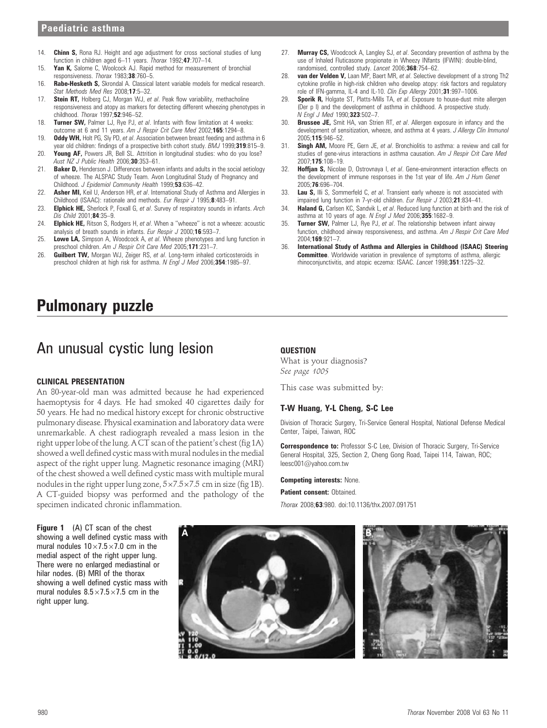14. **Chinn S,** Rona RJ. Height and age adjustment for cross sectional studies of lung function in children aged 6–11 years. *Thorax* 1992;**47**:707–14.
15. **Yan K,** Salome C, Woolcock AJ. Rapid method for measurement of bronchial responsiveness. *Thorax* 1983;**38**:760–5.
16. **Rabe-Hesketh S,** Skrondal A. Classical latent variable models for medical research. *Stat Methods Med Res* 2008;**17**:5–32.
17. **Stein RT,** Holberg CJ, Morgan WJ, *et al*. Peak flow variability, methacholine responsiveness and atopy as markers for detecting different wheezing phenotypes in childhood. *Thorax* 1997;**52**:946–52.
18. **Turner SW,** Palmer LJ, Rye PJ, *et al*. Infants with flow limitation at 4 weeks: outcome at 6 and 11 years. *Am J Respir Crit Care Med* 2002;**165**:1294–8.
19. **Oddy WH,** Holt PG, Sly PD, *et al*. Association between breast feeding and asthma in 6 year old children: findings of a prospective birth cohort study. *BMJ* 1999;**319**:815–9.
20. **Young AF,** Powers JR, Bell SL. Attrition in longitudinal studies: who do you lose? *Aust NZ J Public Health* 2006;**30**:353–61.
21. **Baker D,** Henderson J. Differences between infants and adults in the social aetiology of wheeze. The ALSPAC Study Team. Avon Longitudinal Study of Pregnancy and Childhood. *J Epidemiol Community Health* 1999;**53**:636–42.
22. **Asher MI,** Keil U, Anderson HR, *et al*. International Study of Asthma and Allergies in Childhood (ISAAC): rationale and methods. *Eur Respir J* 1995;**8**:483–91.
23. **Elphick HE,** Sherlock P, Foxall G, *et al*. Survey of respiratory sounds in infants. *Arch Dis Child* 2001;**84**:35–9.
24. **Elphick HE,** Ritson S, Rodgers H, *et al*. When a "wheeze" is not a wheeze: acoustic analysis of breath sounds in infants. *Eur Respir J* 2000;**16**:593–7.
25. **Lowe LA,** Simpson A, Woodcock A, *et al*. Wheeze phenotypes and lung function in preschool children. *Am J Respir Crit Care Med* 2005;**171**:231–7.
26. **Guilbert TW,** Morgan WJ, Zeiger RS, *et al*. Long-term inhaled corticosteroids in preschool children at high risk for asthma. *N Engl J Med* 2006;**354**:1985–97.
27. **Murray CS,** Woodcock A, Langley SJ, *et al*. Secondary prevention of asthma by the use of Inhaled Fluticasone propionate in Wheezy INfants (IFWIN): double-blind, randomised, controlled study. *Lancet* 2006;**368**:754–62.
28. **van der Velden V,** Laan MP, Baert MR, *et al*. Selective development of a strong Th2 cytokine profile in high-risk children who develop atopy: risk factors and regulatory role of IFN-gamma, IL-4 and IL-10. *Clin Exp Allergy* 2001;**31**:997–1006.
29. **Sporik R,** Holgate ST, Platts-Mills TA, *et al*. Exposure to house-dust mite allergen (Der p I) and the development of asthma in childhood. A prospective study. *N Engl J Med* 1990;**323**:502–7.
30. **Brussee JE,** Smit HA, van Strien RT, *et al*. Allergen exposure in infancy and the development of sensitization, wheeze, and asthma at 4 years. *J Allergy Clin Immunol* 2005;**115**:946–52.
31. **Singh AM,** Moore PE, Gern JE, *et al*. Bronchiolitis to asthma: a review and call for studies of gene-virus interactions in asthma causation. *Am J Respir Crit Care Med* 2007;**175**:108–19.
32. **Hoffjan S,** Nicolae D, Ostrovnaya I, *et al*. Gene-environment interaction effects on the development of immune responses in the 1st year of life. *Am J Hum Genet* 2005;**76**:696–704.
33. **Lau S,** Illi S, Sommerfeld C, *et al*. Transient early wheeze is not associated with impaired lung function in 7-yr-old children. *Eur Respir J* 2003;**21**:834–41.
34. **Haland G,** Carlsen KC, Sandvik L, *et al*. Reduced lung function at birth and the risk of asthma at 10 years of age. *N Engl J Med* 2006;**355**:1682–9.
35. **Turner SW,** Palmer LJ, Rye PJ, *et al*. The relationship between infant airway function, childhood airway responsiveness, and asthma. *Am J Respir Crit Care Med* 2004;**169**:921–7.
36. **International Study of Asthma and Allergies in Childhood (ISAAC) Steering Committee**. Worldwide variation in prevalence of symptoms of asthma, allergic rhinoconjunctivitis, and atopic eczema: ISAAC. *Lancet* 1998;**351**:1225–32.

# Pulmonary puzzle

## An unusual cystic lung lesion

### CLINICAL PRESENTATION

An 80-year-old man was admitted because he had experienced haemoptysis for 4 days. He had smoked 40 cigarettes daily for 50 years. He had no medical history except for chronic obstructive pulmonary disease. Physical examination and laboratory data were unremarkable. A chest radiograph revealed a mass lesion in the right upper lobe of the lung. A CT scan of the patient's chest (fig 1A) showed a well defined cystic mass with mural nodules in the medial aspect of the right upper lung. Magnetic resonance imaging (MRI) of the chest showed a well defined cystic mass with multiple mural nodules in the right upper lung zone, 5×7.5×7.5 cm in size (fig 1B). A CT-guided biopsy was performed and the pathology of the specimen indicated chronic inflammation.

### QUESTION

What is your diagnosis?
*See page 1005*

This case was submitted by:

**T-W Huang, Y-L Cheng, S-C Lee**

Division of Thoracic Surgery, Tri-Service General Hospital, National Defense Medical Center, Taipei, Taiwan, ROC

**Correspondence to:** Professor S-C Lee, Division of Thoracic Surgery, Tri-Service General Hospital, 325, Section 2, Cheng Gong Road, Taipei 114, Taiwan, ROC; leesc001@yahoo.com.tw

**Competing interests:** None.

**Patient consent:** Obtained.

*Thorax* 2008;**63**:980. doi:10.1136/thx.2007.091751

**Figure 1** (A) CT scan of the chest showing a well defined cystic mass with mural nodules 10×7.5×7.0 cm in the medial aspect of the right upper lung. There were no enlarged mediastinal or hilar nodes. (B) MRI of the thorax showing a well defined cystic mass with mural nodules 8.5×7.5×7.5 cm in the right upper lung.